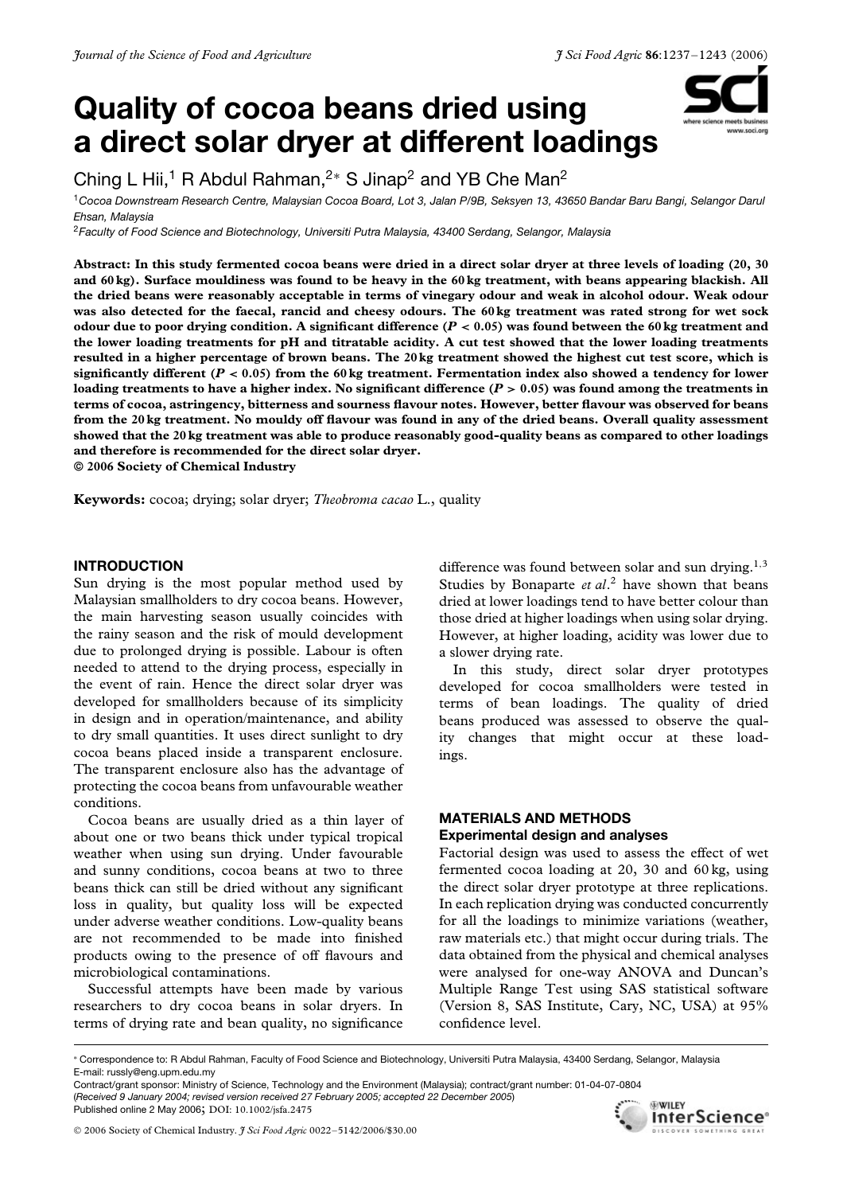# Quality of cocoa beans dried using a direct solar dryer at different loadings

Ching L Hii,[1] R Abdul Rahman,[2]* S Jinap[2] and YB Che Man[2]

[1]*Cocoa Downstream Research Centre, Malaysian Cocoa Board, Lot 3, Jalan P/9B, Seksyen 13, 43650 Bandar Baru Bangi, Selangor Darul Ehsan, Malaysia*

[2]*Faculty of Food Science and Biotechnology, Universiti Putra Malaysia, 43400 Serdang, Selangor, Malaysia*

**Abstract: In this study fermented cocoa beans were dried in a direct solar dryer at three levels of loading (20, 30 and 60 kg). Surface mouldiness was found to be heavy in the 60 kg treatment, with beans appearing blackish. All the dried beans were reasonably acceptable in terms of vinegary odour and weak in alcohol odour. Weak odour was also detected for the faecal, rancid and cheesy odours. The 60 kg treatment was rated strong for wet sock odour due to poor drying condition. A significant difference ($P < 0.05$) was found between the 60 kg treatment and the lower loading treatments for pH and titratable acidity. A cut test showed that the lower loading treatments resulted in a higher percentage of brown beans. The 20 kg treatment showed the highest cut test score, which is significantly different ($P < 0.05$) from the 60 kg treatment. Fermentation index also showed a tendency for lower loading treatments to have a higher index. No significant difference ($P > 0.05$) was found among the treatments in terms of cocoa, astringency, bitterness and sourness flavour notes. However, better flavour was observed for beans from the 20 kg treatment. No mouldy off flavour was found in any of the dried beans. Overall quality assessment showed that the 20 kg treatment was able to produce reasonably good-quality beans as compared to other loadings and therefore is recommended for the direct solar dryer.**

**© 2006 Society of Chemical Industry**

**Keywords:** cocoa; drying; solar dryer; *Theobroma cacao* L., quality

## INTRODUCTION

Sun drying is the most popular method used by Malaysian smallholders to dry cocoa beans. However, the main harvesting season usually coincides with the rainy season and the risk of mould development due to prolonged drying is possible. Labour is often needed to attend to the drying process, especially in the event of rain. Hence the direct solar dryer was developed for smallholders because of its simplicity in design and in operation/maintenance, and ability to dry small quantities. It uses direct sunlight to dry cocoa beans placed inside a transparent enclosure. The transparent enclosure also has the advantage of protecting the cocoa beans from unfavourable weather conditions.

Cocoa beans are usually dried as a thin layer of about one or two beans thick under typical tropical weather when using sun drying. Under favourable and sunny conditions, cocoa beans at two to three beans thick can still be dried without any significant loss in quality, but quality loss will be expected under adverse weather conditions. Low-quality beans are not recommended to be made into finished products owing to the presence of off flavours and microbiological contaminations.

Successful attempts have been made by various researchers to dry cocoa beans in solar dryers. In terms of drying rate and bean quality, no significance difference was found between solar and sun drying.[1,3] Studies by Bonaparte *et al*.[2] have shown that beans dried at lower loadings tend to have better colour than those dried at higher loadings when using solar drying. However, at higher loading, acidity was lower due to a slower drying rate.

In this study, direct solar dryer prototypes developed for cocoa smallholders were tested in terms of bean loadings. The quality of dried beans produced was assessed to observe the quality changes that might occur at these loadings.

## MATERIALS AND METHODS

### Experimental design and analyses

Factorial design was used to assess the effect of wet fermented cocoa loading at 20, 30 and 60 kg, using the direct solar dryer prototype at three replications. In each replication drying was conducted concurrently for all the loadings to minimize variations (weather, raw materials etc.) that might occur during trials. The data obtained from the physical and chemical analyses were analysed for one-way ANOVA and Duncan's Multiple Range Test using SAS statistical software (Version 8, SAS Institute, Cary, NC, USA) at 95% confidence level.

---

\* Correspondence to: R Abdul Rahman, Faculty of Food Science and Biotechnology, Universiti Putra Malaysia, 43400 Serdang, Selangor, Malaysia
E-mail: russly@eng.upm.edu.my

Contract/grant sponsor: Ministry of Science, Technology and the Environment (Malaysia); contract/grant number: 01-04-07-0804

(*Received 9 January 2004; revised version received 27 February 2005; accepted 22 December 2005*)

Published online 2 May 2006; DOI: 10.1002/jsfa.2475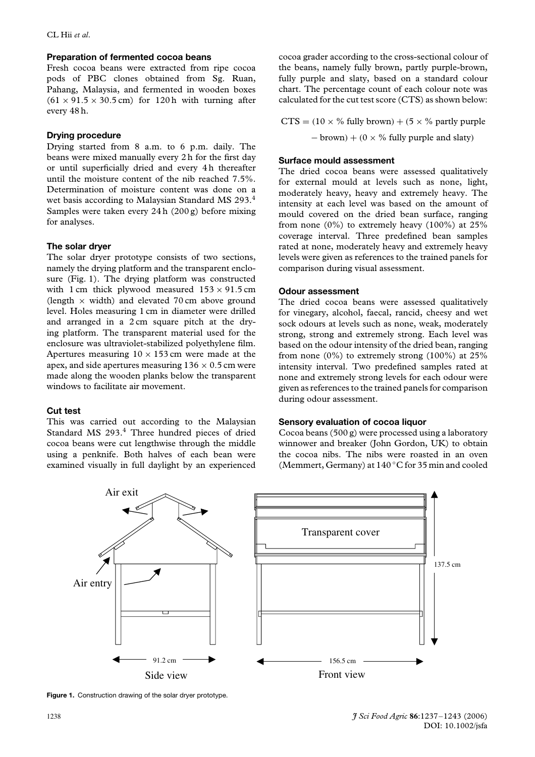### Preparation of fermented cocoa beans

Fresh cocoa beans were extracted from ripe cocoa pods of PBC clones obtained from Sg. Ruan, Pahang, Malaysia, and fermented in wooden boxes ($61 \times 91.5 \times 30.5$ cm) for 120 h with turning after every 48 h.

### Drying procedure

Drying started from 8 a.m. to 6 p.m. daily. The beans were mixed manually every 2 h for the first day or until superficially dried and every 4 h thereafter until the moisture content of the nib reached 7.5%. Determination of moisture content was done on a wet basis according to Malaysian Standard MS 293.[4] Samples were taken every 24 h (200 g) before mixing for analyses.

### The solar dryer

The solar dryer prototype consists of two sections, namely the drying platform and the transparent enclosure (Fig. 1). The drying platform was constructed with 1 cm thick plywood measured $153 \times 91.5$ cm (length $\times$ width) and elevated 70 cm above ground level. Holes measuring 1 cm in diameter were drilled and arranged in a 2 cm square pitch at the drying platform. The transparent material used for the enclosure was ultraviolet-stabilized polyethylene film. Apertures measuring $10 \times 153$ cm were made at the apex, and side apertures measuring $136 \times 0.5$ cm were made along the wooden planks below the transparent windows to facilitate air movement.

### Cut test

This was carried out according to the Malaysian Standard MS 293.[4] Three hundred pieces of dried cocoa beans were cut lengthwise through the middle using a penknife. Both halves of each bean were examined visually in full daylight by an experienced cocoa grader according to the cross-sectional colour of the beans, namely fully brown, partly purple-brown, fully purple and slaty, based on a standard colour chart. The percentage count of each colour note was calculated for the cut test score (CTS) as shown below:

$$\text{CTS} = (10 \times \%\ \text{fully brown}) + (5 \times \%\ \text{partly purple} - \text{brown}) + (0 \times \%\ \text{fully purple and slaty})$$

### Surface mould assessment

The dried cocoa beans were assessed qualitatively for external mould at levels such as none, light, moderately heavy, heavy and extremely heavy. The intensity at each level was based on the amount of mould covered on the dried bean surface, ranging from none (0%) to extremely heavy (100%) at 25% coverage interval. Three predefined bean samples rated at none, moderately heavy and extremely heavy levels were given as references to the trained panels for comparison during visual assessment.

### Odour assessment

The dried cocoa beans were assessed qualitatively for vinegary, alcohol, faecal, rancid, cheesy and wet sock odours at levels such as none, weak, moderately strong, strong and extremely strong. Each level was based on the odour intensity of the dried bean, ranging from none (0%) to extremely strong (100%) at 25% intensity interval. Two predefined samples rated at none and extremely strong levels for each odour were given as references to the trained panels for comparison during odour assessment.

### Sensory evaluation of cocoa liquor

Cocoa beans (500 g) were processed using a laboratory winnower and breaker (John Gordon, UK) to obtain the cocoa nibs. The nibs were roasted in an oven (Memmert, Germany) at 140 °C for 35 min and cooled

**Figure 1.** Construction drawing of the solar dryer prototype.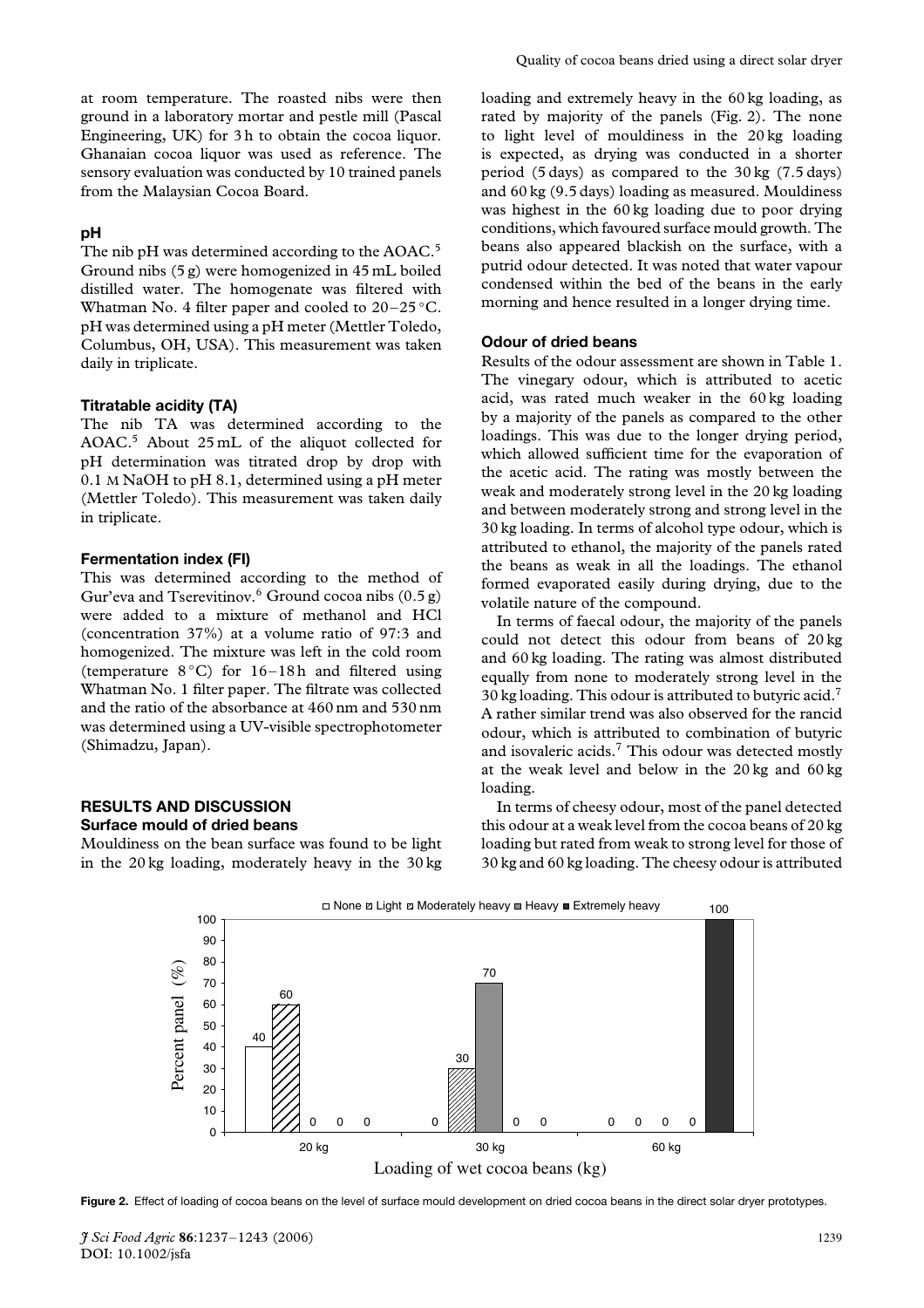at room temperature. The roasted nibs were then ground in a laboratory mortar and pestle mill (Pascal Engineering, UK) for 3 h to obtain the cocoa liquor. Ghanaian cocoa liquor was used as reference. The sensory evaluation was conducted by 10 trained panels from the Malaysian Cocoa Board.

### pH

The nib pH was determined according to the AOAC.[5] Ground nibs (5 g) were homogenized in 45 mL boiled distilled water. The homogenate was filtered with Whatman No. 4 filter paper and cooled to 20–25 °C. pH was determined using a pH meter (Mettler Toledo, Columbus, OH, USA). This measurement was taken daily in triplicate.

### Titratable acidity (TA)

The nib TA was determined according to the AOAC.[5] About 25 mL of the aliquot collected for pH determination was titrated drop by drop with 0.1 M NaOH to pH 8.1, determined using a pH meter (Mettler Toledo). This measurement was taken daily in triplicate.

### Fermentation index (FI)

This was determined according to the method of Gur'eva and Tserevitinov.[6] Ground cocoa nibs (0.5 g) were added to a mixture of methanol and HCl (concentration 37%) at a volume ratio of 97:3 and homogenized. The mixture was left in the cold room (temperature 8 °C) for 16–18 h and filtered using Whatman No. 1 filter paper. The filtrate was collected and the ratio of the absorbance at 460 nm and 530 nm was determined using a UV-visible spectrophotometer (Shimadzu, Japan).

## RESULTS AND DISCUSSION

### Surface mould of dried beans

Mouldiness on the bean surface was found to be light in the 20 kg loading, moderately heavy in the 30 kg loading and extremely heavy in the 60 kg loading, as rated by majority of the panels (Fig. 2). The none to light level of mouldiness in the 20 kg loading is expected, as drying was conducted in a shorter period (5 days) as compared to the 30 kg (7.5 days) and 60 kg (9.5 days) loading as measured. Mouldiness was highest in the 60 kg loading due to poor drying conditions, which favoured surface mould growth. The beans also appeared blackish on the surface, with a putrid odour detected. It was noted that water vapour condensed within the bed of the beans in the early morning and hence resulted in a longer drying time.

### Odour of dried beans

Results of the odour assessment are shown in Table 1. The vinegary odour, which is attributed to acetic acid, was rated much weaker in the 60 kg loading by a majority of the panels as compared to the other loadings. This was due to the longer drying period, which allowed sufficient time for the evaporation of the acetic acid. The rating was mostly between the weak and moderately strong level in the 20 kg loading and between moderately strong and strong level in the 30 kg loading. In terms of alcohol type odour, which is attributed to ethanol, the majority of the panels rated the beans as weak in all the loadings. The ethanol formed evaporated easily during drying, due to the volatile nature of the compound.

In terms of faecal odour, the majority of the panels could not detect this odour from beans of 20 kg and 60 kg loading. The rating was almost distributed equally from none to moderately strong level in the 30 kg loading. This odour is attributed to butyric acid.[7] A rather similar trend was also observed for the rancid odour, which is attributed to combination of butyric and isovaleric acids.[7] This odour was detected mostly at the weak level and below in the 20 kg and 60 kg loading.

In terms of cheesy odour, most of the panel detected this odour at a weak level from the cocoa beans of 20 kg loading but rated from weak to strong level for those of 30 kg and 60 kg loading. The cheesy odour is attributed

| Loading of wet cocoa beans (kg) | None | Light | Moderately heavy | Heavy | Extremely heavy |
|---|---|---|---|---|---|
| 20 kg | 40 | 60 | 0 | 0 | 0 |
| 30 kg | 0 | 30 | 70 | 0 | 0 |
| 60 kg | 0 | 0 | 0 | 0 | 100 |

**Figure 2.** Effect of loading of cocoa beans on the level of surface mould development on dried cocoa beans in the direct solar dryer prototypes.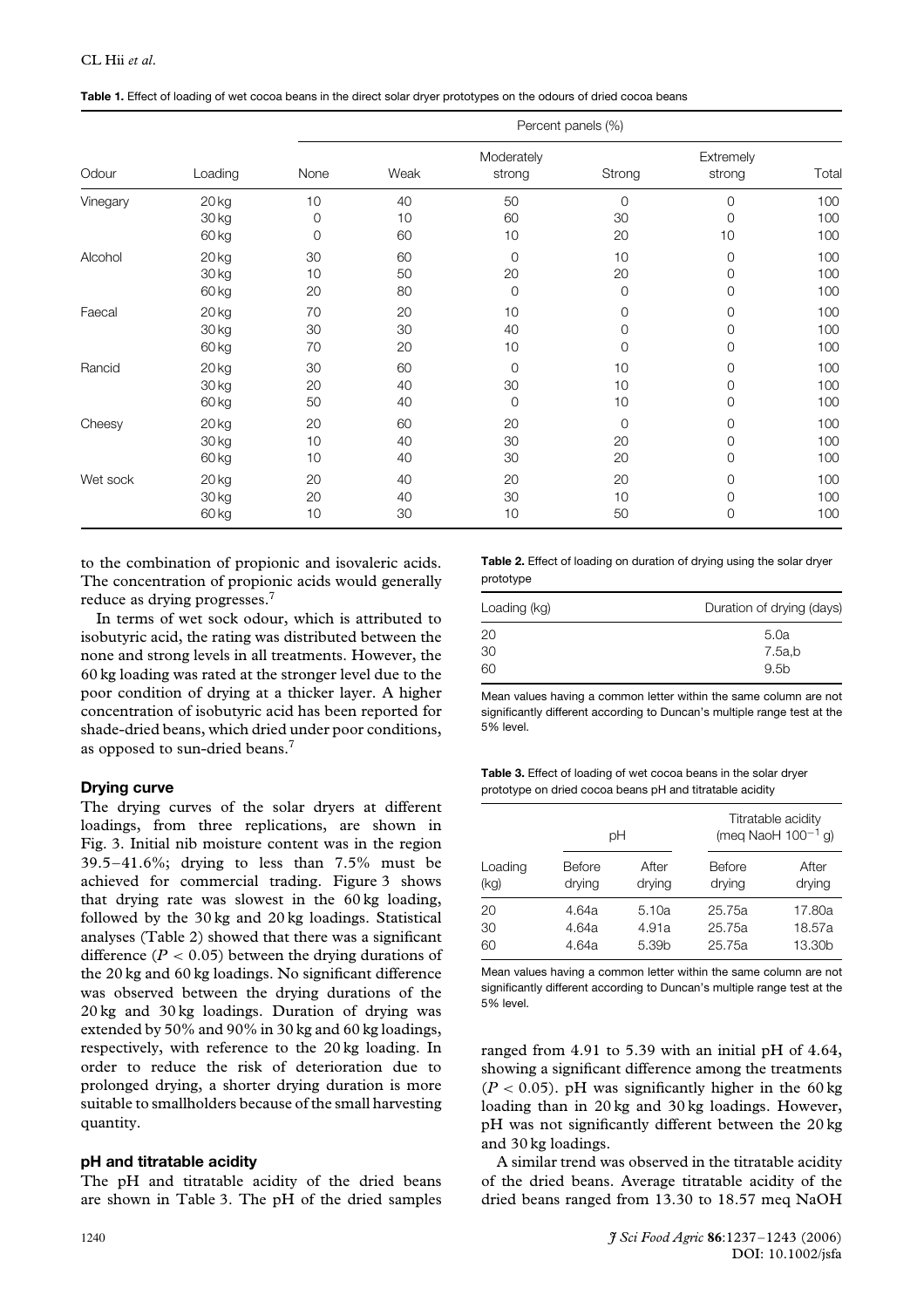**Table 1.** Effect of loading of wet cocoa beans in the direct solar dryer prototypes on the odours of dried cocoa beans

| | | Percent panels (%) | | | | | |
|---|---|---|---|---|---|---|---|
| Odour | Loading | None | Weak | Moderately strong | Strong | Extremely strong | Total |
| Vinegary | 20 kg | 10 | 40 | 50 | 0 | 0 | 100 |
| | 30 kg | 0 | 10 | 60 | 30 | 0 | 100 |
| | 60 kg | 0 | 60 | 10 | 20 | 10 | 100 |
| Alcohol | 20 kg | 30 | 60 | 0 | 10 | 0 | 100 |
| | 30 kg | 10 | 50 | 20 | 20 | 0 | 100 |
| | 60 kg | 20 | 80 | 0 | 0 | 0 | 100 |
| Faecal | 20 kg | 70 | 20 | 10 | 0 | 0 | 100 |
| | 30 kg | 30 | 30 | 40 | 0 | 0 | 100 |
| | 60 kg | 70 | 20 | 10 | 0 | 0 | 100 |
| Rancid | 20 kg | 30 | 60 | 0 | 10 | 0 | 100 |
| | 30 kg | 20 | 40 | 30 | 10 | 0 | 100 |
| | 60 kg | 50 | 40 | 0 | 10 | 0 | 100 |
| Cheesy | 20 kg | 20 | 60 | 20 | 0 | 0 | 100 |
| | 30 kg | 10 | 40 | 30 | 20 | 0 | 100 |
| | 60 kg | 10 | 40 | 30 | 20 | 0 | 100 |
| Wet sock | 20 kg | 20 | 40 | 20 | 20 | 0 | 100 |
| | 30 kg | 20 | 40 | 30 | 10 | 0 | 100 |
| | 60 kg | 10 | 30 | 10 | 50 | 0 | 100 |

to the combination of propionic and isovaleric acids. The concentration of propionic acids would generally reduce as drying progresses.[7]

In terms of wet sock odour, which is attributed to isobutyric acid, the rating was distributed between the none and strong levels in all treatments. However, the 60 kg loading was rated at the stronger level due to the poor condition of drying at a thicker layer. A higher concentration of isobutyric acid has been reported for shade-dried beans, which dried under poor conditions, as opposed to sun-dried beans.[7]

### Drying curve

The drying curves of the solar dryers at different loadings, from three replications, are shown in Fig. 3. Initial nib moisture content was in the region 39.5–41.6%; drying to less than 7.5% must be achieved for commercial trading. Figure 3 shows that drying rate was slowest in the 60 kg loading, followed by the 30 kg and 20 kg loadings. Statistical analyses (Table 2) showed that there was a significant difference ($P < 0.05$) between the drying durations of the 20 kg and 60 kg loadings. No significant difference was observed between the drying durations of the 20 kg and 30 kg loadings. Duration of drying was extended by 50% and 90% in 30 kg and 60 kg loadings, respectively, with reference to the 20 kg loading. In order to reduce the risk of deterioration due to prolonged drying, a shorter drying duration is more suitable to smallholders because of the small harvesting quantity.

### pH and titratable acidity

The pH and titratable acidity of the dried beans are shown in Table 3. The pH of the dried samples ranged from 4.91 to 5.39 with an initial pH of 4.64, showing a significant difference among the treatments ($P < 0.05$). pH was significantly higher in the 60 kg loading than in 20 kg and 30 kg loadings. However, pH was not significantly different between the 20 kg and 30 kg loadings.

A similar trend was observed in the titratable acidity of the dried beans. Average titratable acidity of the dried beans ranged from 13.30 to 18.57 meq NaOH

**Table 2.** Effect of loading on duration of drying using the solar dryer prototype

| Loading (kg) | Duration of drying (days) |
|---|---|
| 20 | 5.0a |
| 30 | 7.5a,b |
| 60 | 9.5b |

Mean values having a common letter within the same column are not significantly different according to Duncan's multiple range test at the 5% level.

**Table 3.** Effect of loading of wet cocoa beans in the solar dryer prototype on dried cocoa beans pH and titratable acidity

| | pH | | Titratable acidity (meq NaOH $100^{-1}$ g) | |
|---|---|---|---|---|
| Loading (kg) | Before drying | After drying | Before drying | After drying |
| 20 | 4.64a | 5.10a | 25.75a | 17.80a |
| 30 | 4.64a | 4.91a | 25.75a | 18.57a |
| 60 | 4.64a | 5.39b | 25.75a | 13.30b |

Mean values having a common letter within the same column are not significantly different according to Duncan's multiple range test at the 5% level.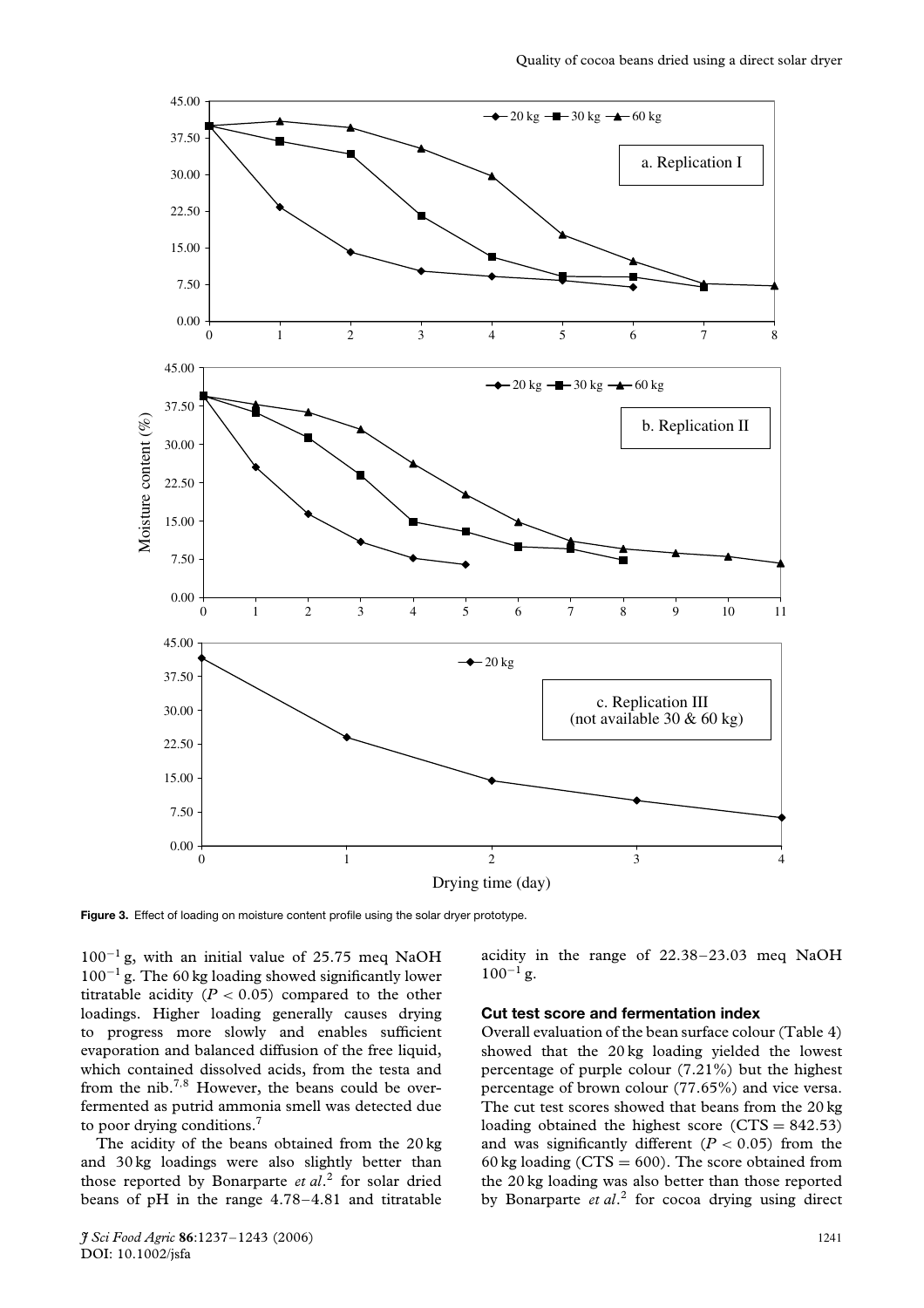**Figure 3.** Effect of loading on moisture content profile using the solar dryer prototype.

$100^{-1}$ g, with an initial value of 25.75 meq NaOH $100^{-1}$ g. The 60 kg loading showed significantly lower titratable acidity ($P < 0.05$) compared to the other loadings. Higher loading generally causes drying to progress more slowly and enables sufficient evaporation and balanced diffusion of the free liquid, which contained dissolved acids, from the testa and from the nib.[7,8] However, the beans could be over-fermented as putrid ammonia smell was detected due to poor drying conditions.[7]

The acidity of the beans obtained from the 20 kg and 30 kg loadings were also slightly better than those reported by Bonarparte *et al*.[2] for solar dried beans of pH in the range 4.78–4.81 and titratable acidity in the range of 22.38–23.03 meq NaOH $100^{-1}$ g.

### Cut test score and fermentation index

Overall evaluation of the bean surface colour (Table 4) showed that the 20 kg loading yielded the lowest percentage of purple colour (7.21%) but the highest percentage of brown colour (77.65%) and vice versa. The cut test scores showed that beans from the 20 kg loading obtained the highest score (CTS = 842.53) and was significantly different ($P < 0.05$) from the 60 kg loading (CTS = 600). The score obtained from the 20 kg loading was also better than those reported by Bonarparte *et al*.[2] for cocoa drying using direct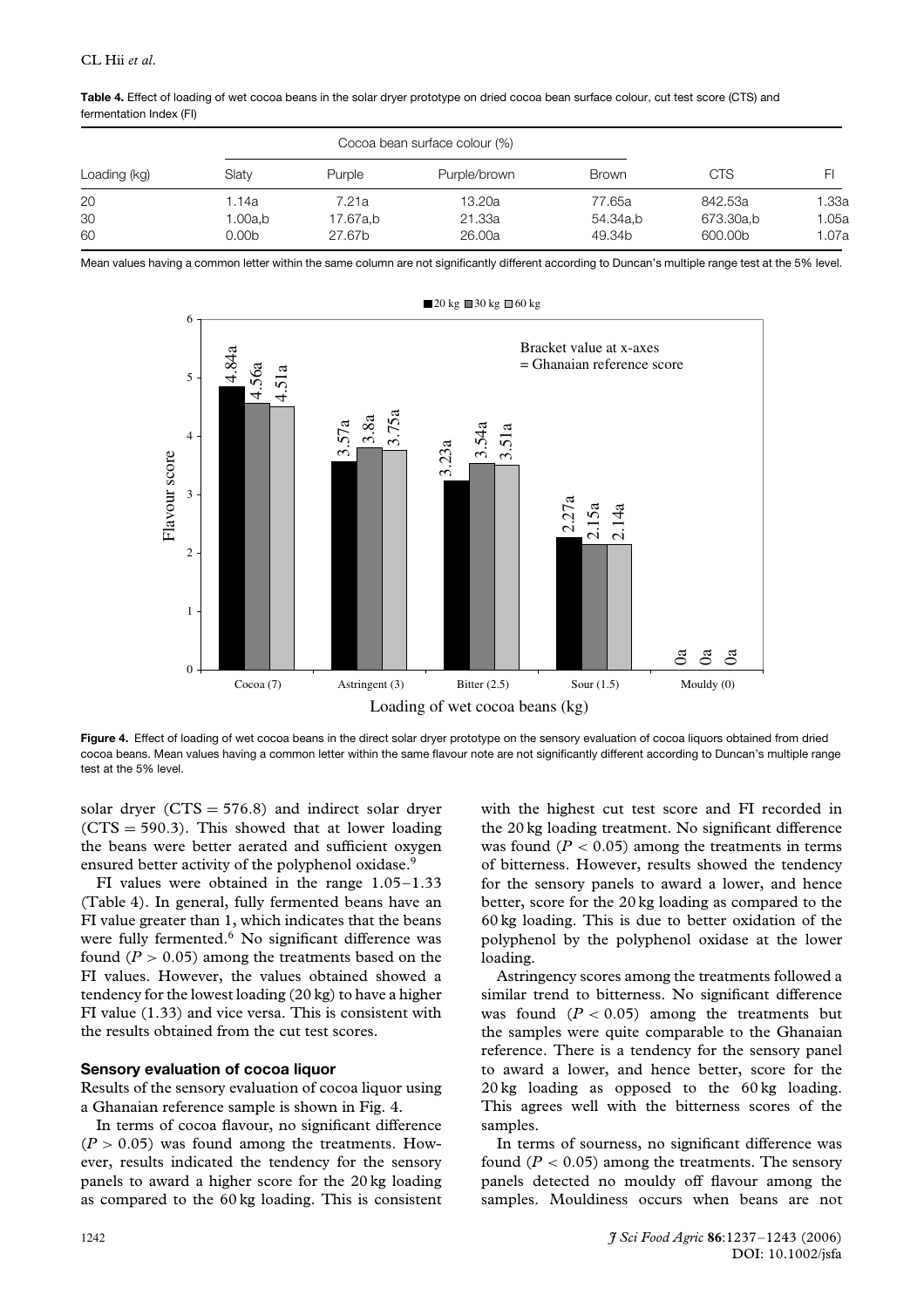**Table 4.** Effect of loading of wet cocoa beans in the solar dryer prototype on dried cocoa bean surface colour, cut test score (CTS) and fermentation Index (FI)

| Loading (kg) | Cocoa bean surface colour (%) | | | | CTS | FI |
|---|---|---|---|---|---|---|
| | Slaty | Purple | Purple/brown | Brown | | |
| 20 | 1.14a | 7.21a | 13.20a | 77.65a | 842.53a | 1.33a |
| 30 | 1.00a,b | 17.67a,b | 21.33a | 54.34a,b | 673.30a,b | 1.05a |
| 60 | 0.00b | 27.67b | 26.00a | 49.34b | 600.00b | 1.07a |

Mean values having a common letter within the same column are not significantly different according to Duncan's multiple range test at the 5% level.

**Figure 4.** Effect of loading of wet cocoa beans in the direct solar dryer prototype on the sensory evaluation of cocoa liquors obtained from dried cocoa beans. Mean values having a common letter within the same flavour note are not significantly different according to Duncan's multiple range test at the 5% level.

solar dryer (CTS = 576.8) and indirect solar dryer (CTS = 590.3). This showed that at lower loading the beans were better aerated and sufficient oxygen ensured better activity of the polyphenol oxidase.[9]

FI values were obtained in the range 1.05–1.33 (Table 4). In general, fully fermented beans have an FI value greater than 1, which indicates that the beans were fully fermented.[6] No significant difference was found ($P > 0.05$) among the treatments based on the FI values. However, the values obtained showed a tendency for the lowest loading (20 kg) to have a higher FI value (1.33) and vice versa. This is consistent with the results obtained from the cut test scores.

### Sensory evaluation of cocoa liquor

Results of the sensory evaluation of cocoa liquor using a Ghanaian reference sample is shown in Fig. 4.

In terms of cocoa flavour, no significant difference ($P > 0.05$) was found among the treatments. However, results indicated the tendency for the sensory panels to award a higher score for the 20 kg loading as compared to the 60 kg loading. This is consistent with the highest cut test score and FI recorded in the 20 kg loading treatment. No significant difference was found ($P < 0.05$) among the treatments in terms of bitterness. However, results showed the tendency for the sensory panels to award a lower, and hence better, score for the 20 kg loading as compared to the 60 kg loading. This is due to better oxidation of the polyphenol by the polyphenol oxidase at the lower loading.

Astringency scores among the treatments followed a similar trend to bitterness. No significant difference was found ($P < 0.05$) among the treatments but the samples were quite comparable to the Ghanaian reference. There is a tendency for the sensory panel to award a lower, and hence better, score for the 20 kg loading as opposed to the 60 kg loading. This agrees well with the bitterness scores of the samples.

In terms of sourness, no significant difference was found ($P < 0.05$) among the treatments. The sensory panels detected no mouldy off flavour among the samples. Mouldiness occurs when beans are not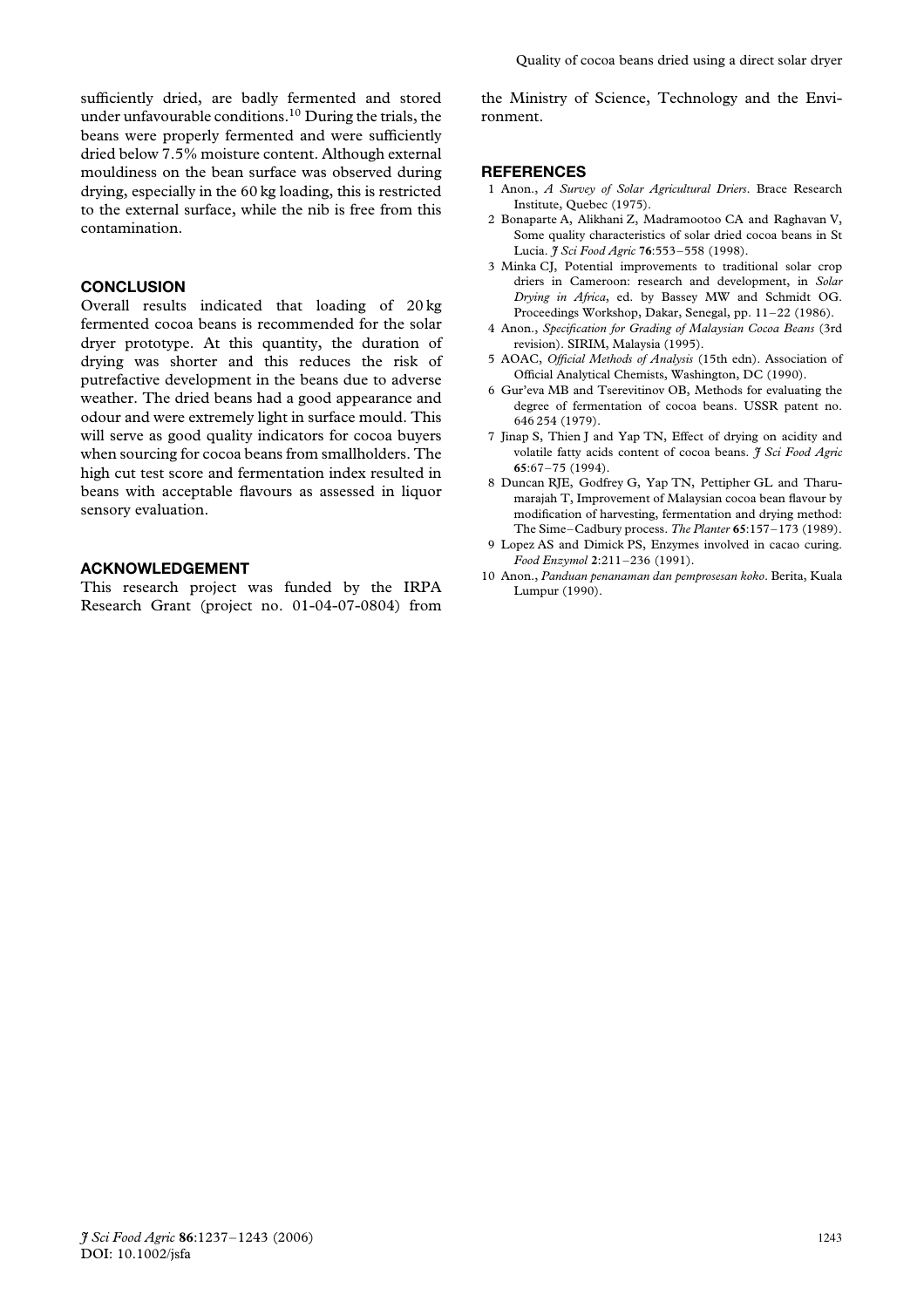sufficiently dried, are badly fermented and stored under unfavourable conditions.[10] During the trials, the beans were properly fermented and were sufficiently dried below 7.5% moisture content. Although external mouldiness on the bean surface was observed during drying, especially in the 60 kg loading, this is restricted to the external surface, while the nib is free from this contamination.

## CONCLUSION

Overall results indicated that loading of 20 kg fermented cocoa beans is recommended for the solar dryer prototype. At this quantity, the duration of drying was shorter and this reduces the risk of putrefactive development in the beans due to adverse weather. The dried beans had a good appearance and odour and were extremely light in surface mould. This will serve as good quality indicators for cocoa buyers when sourcing for cocoa beans from smallholders. The high cut test score and fermentation index resulted in beans with acceptable flavours as assessed in liquor sensory evaluation.

## ACKNOWLEDGEMENT

This research project was funded by the IRPA Research Grant (project no. 01-04-07-0804) from the Ministry of Science, Technology and the Environment.

## REFERENCES

1. Anon., *A Survey of Solar Agricultural Driers*. Brace Research Institute, Quebec (1975).
2. Bonaparte A, Alikhani Z, Madramootoo CA and Raghavan V, Some quality characteristics of solar dried cocoa beans in St Lucia. *J Sci Food Agric* **76**:553–558 (1998).
3. Minka CJ, Potential improvements to traditional solar crop driers in Cameroon: research and development, in *Solar Drying in Africa*, ed. by Bassey MW and Schmidt OG. Proceedings Workshop, Dakar, Senegal, pp. 11–22 (1986).
4. Anon., *Specification for Grading of Malaysian Cocoa Beans* (3rd revision). SIRIM, Malaysia (1995).
5. AOAC, *Official Methods of Analysis* (15th edn). Association of Official Analytical Chemists, Washington, DC (1990).
6. Gur'eva MB and Tserevitinov OB, Methods for evaluating the degree of fermentation of cocoa beans. USSR patent no. 646 254 (1979).
7. Jinap S, Thien J and Yap TN, Effect of drying on acidity and volatile fatty acids content of cocoa beans. *J Sci Food Agric* **65**:67–75 (1994).
8. Duncan RJE, Godfrey G, Yap TN, Pettipher GL and Tharumarajah T, Improvement of Malaysian cocoa bean flavour by modification of harvesting, fermentation and drying method: The Sime–Cadbury process. *The Planter* **65**:157–173 (1989).
9. Lopez AS and Dimick PS, Enzymes involved in cacao curing. *Food Enzymol* **2**:211–236 (1991).
10. Anon., *Panduan penanaman dan pemprosesan koko*. Berita, Kuala Lumpur (1990).